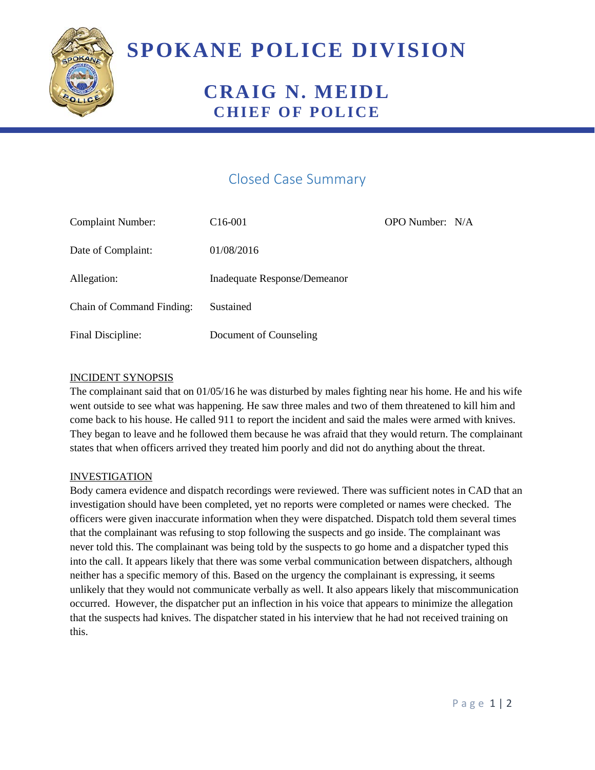# SPOKANE POLICE DIVISION

## CRAIG N. MEIDL
## CHIEF OF POLICE

## Closed Case Summary

| | | |
|---|---|---|
| Complaint Number: | C16-001 | OPO Number: N/A |
| Date of Complaint: | 01/08/2016 | |
| Allegation: | Inadequate Response/Demeanor | |
| Chain of Command Finding: | Sustained | |
| Final Discipline: | Document of Counseling | |

INCIDENT SYNOPSIS

The complainant said that on 01/05/16 he was disturbed by males fighting near his home. He and his wife went outside to see what was happening. He saw three males and two of them threatened to kill him and come back to his house. He called 911 to report the incident and said the males were armed with knives. They began to leave and he followed them because he was afraid that they would return. The complainant states that when officers arrived they treated him poorly and did not do anything about the threat.

INVESTIGATION

Body camera evidence and dispatch recordings were reviewed. There was sufficient notes in CAD that an investigation should have been completed, yet no reports were completed or names were checked. The officers were given inaccurate information when they were dispatched. Dispatch told them several times that the complainant was refusing to stop following the suspects and go inside. The complainant was never told this. The complainant was being told by the suspects to go home and a dispatcher typed this into the call. It appears likely that there was some verbal communication between dispatchers, although neither has a specific memory of this. Based on the urgency the complainant is expressing, it seems unlikely that they would not communicate verbally as well. It also appears likely that miscommunication occurred. However, the dispatcher put an inflection in his voice that appears to minimize the allegation that the suspects had knives. The dispatcher stated in his interview that he had not received training on this.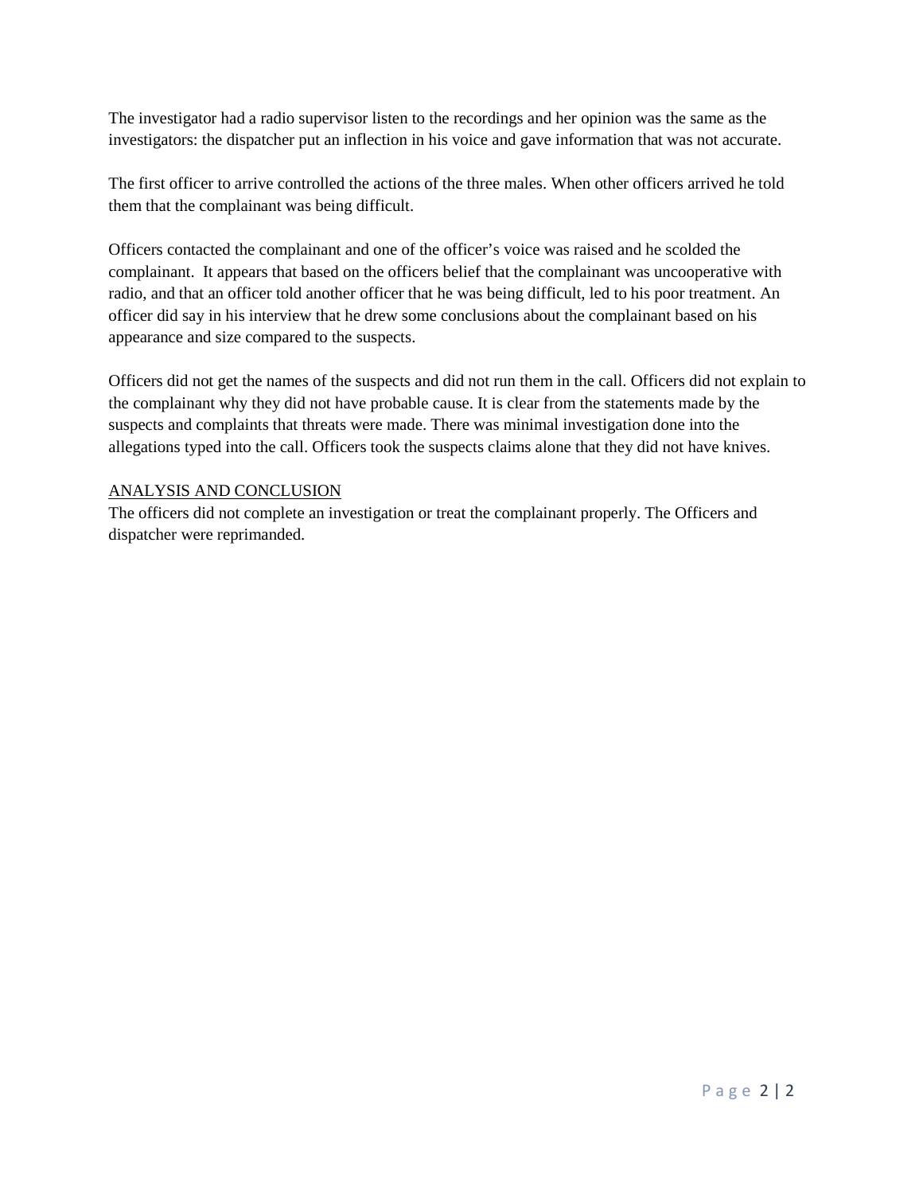The investigator had a radio supervisor listen to the recordings and her opinion was the same as the investigators: the dispatcher put an inflection in his voice and gave information that was not accurate.

The first officer to arrive controlled the actions of the three males. When other officers arrived he told them that the complainant was being difficult.

Officers contacted the complainant and one of the officer's voice was raised and he scolded the complainant. It appears that based on the officers belief that the complainant was uncooperative with radio, and that an officer told another officer that he was being difficult, led to his poor treatment. An officer did say in his interview that he drew some conclusions about the complainant based on his appearance and size compared to the suspects.

Officers did not get the names of the suspects and did not run them in the call. Officers did not explain to the complainant why they did not have probable cause. It is clear from the statements made by the suspects and complaints that threats were made. There was minimal investigation done into the allegations typed into the call. Officers took the suspects claims alone that they did not have knives.

ANALYSIS AND CONCLUSION

The officers did not complete an investigation or treat the complainant properly. The Officers and dispatcher were reprimanded.